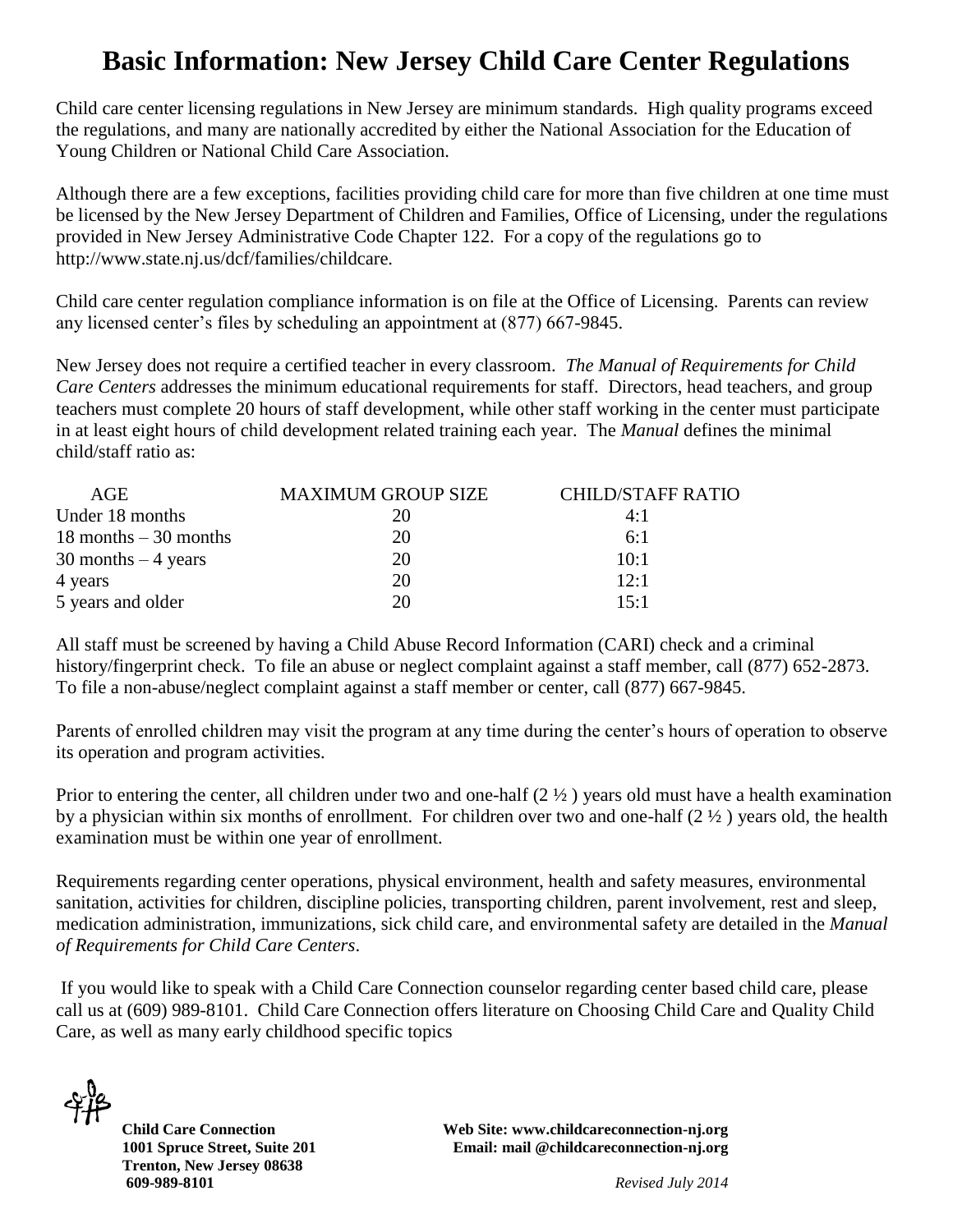# Basic Information: New Jersey Child Care Center Regulations

Child care center licensing regulations in New Jersey are minimum standards. High quality programs exceed the regulations, and many are nationally accredited by either the National Association for the Education of Young Children or National Child Care Association.

Although there are a few exceptions, facilities providing child care for more than five children at one time must be licensed by the New Jersey Department of Children and Families, Office of Licensing, under the regulations provided in New Jersey Administrative Code Chapter 122. For a copy of the regulations go to http://www.state.nj.us/dcf/families/childcare.

Child care center regulation compliance information is on file at the Office of Licensing. Parents can review any licensed center's files by scheduling an appointment at (877) 667-9845.

New Jersey does not require a certified teacher in every classroom. *The Manual of Requirements for Child Care Centers* addresses the minimum educational requirements for staff. Directors, head teachers, and group teachers must complete 20 hours of staff development, while other staff working in the center must participate in at least eight hours of child development related training each year. The *Manual* defines the minimal child/staff ratio as:

| AGE | MAXIMUM GROUP SIZE | CHILD/STAFF RATIO |
|---|---|---|
| Under 18 months | 20 | 4:1 |
| 18 months – 30 months | 20 | 6:1 |
| 30 months – 4 years | 20 | 10:1 |
| 4 years | 20 | 12:1 |
| 5 years and older | 20 | 15:1 |

All staff must be screened by having a Child Abuse Record Information (CARI) check and a criminal history/fingerprint check. To file an abuse or neglect complaint against a staff member, call (877) 652-2873. To file a non-abuse/neglect complaint against a staff member or center, call (877) 667-9845.

Parents of enrolled children may visit the program at any time during the center's hours of operation to observe its operation and program activities.

Prior to entering the center, all children under two and one-half (2 ½ ) years old must have a health examination by a physician within six months of enrollment. For children over two and one-half (2 ½ ) years old, the health examination must be within one year of enrollment.

Requirements regarding center operations, physical environment, health and safety measures, environmental sanitation, activities for children, discipline policies, transporting children, parent involvement, rest and sleep, medication administration, immunizations, sick child care, and environmental safety are detailed in the *Manual of Requirements for Child Care Centers*.

If you would like to speak with a Child Care Connection counselor regarding center based child care, please call us at (609) 989-8101. Child Care Connection offers literature on Choosing Child Care and Quality Child Care, as well as many early childhood specific topics

**Child Care Connection**
**1001 Spruce Street, Suite 201**
**Trenton, New Jersey 08638**
**609-989-8101**

**Web Site: www.childcareconnection-nj.org**
**Email: mail @childcareconnection-nj.org**

*Revised July 2014*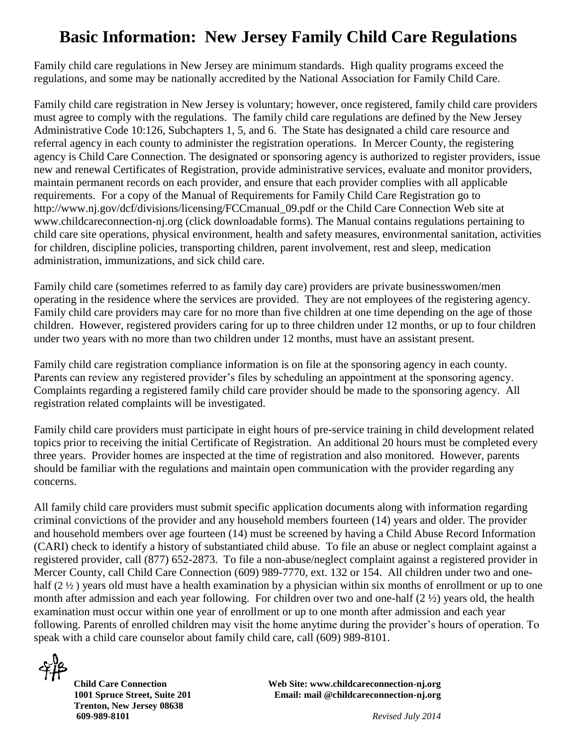# Basic Information: New Jersey Family Child Care Regulations

Family child care regulations in New Jersey are minimum standards. High quality programs exceed the regulations, and some may be nationally accredited by the National Association for Family Child Care.

Family child care registration in New Jersey is voluntary; however, once registered, family child care providers must agree to comply with the regulations. The family child care regulations are defined by the New Jersey Administrative Code 10:126, Subchapters 1, 5, and 6. The State has designated a child care resource and referral agency in each county to administer the registration operations. In Mercer County, the registering agency is Child Care Connection. The designated or sponsoring agency is authorized to register providers, issue new and renewal Certificates of Registration, provide administrative services, evaluate and monitor providers, maintain permanent records on each provider, and ensure that each provider complies with all applicable requirements. For a copy of the Manual of Requirements for Family Child Care Registration go to http://www.nj.gov/dcf/divisions/licensing/FCCmanual_09.pdf or the Child Care Connection Web site at www.childcareconnection-nj.org (click downloadable forms). The Manual contains regulations pertaining to child care site operations, physical environment, health and safety measures, environmental sanitation, activities for children, discipline policies, transporting children, parent involvement, rest and sleep, medication administration, immunizations, and sick child care.

Family child care (sometimes referred to as family day care) providers are private businesswomen/men operating in the residence where the services are provided. They are not employees of the registering agency. Family child care providers may care for no more than five children at one time depending on the age of those children. However, registered providers caring for up to three children under 12 months, or up to four children under two years with no more than two children under 12 months, must have an assistant present.

Family child care registration compliance information is on file at the sponsoring agency in each county. Parents can review any registered provider's files by scheduling an appointment at the sponsoring agency. Complaints regarding a registered family child care provider should be made to the sponsoring agency. All registration related complaints will be investigated.

Family child care providers must participate in eight hours of pre-service training in child development related topics prior to receiving the initial Certificate of Registration. An additional 20 hours must be completed every three years. Provider homes are inspected at the time of registration and also monitored. However, parents should be familiar with the regulations and maintain open communication with the provider regarding any concerns.

All family child care providers must submit specific application documents along with information regarding criminal convictions of the provider and any household members fourteen (14) years and older. The provider and household members over age fourteen (14) must be screened by having a Child Abuse Record Information (CARI) check to identify a history of substantiated child abuse. To file an abuse or neglect complaint against a registered provider, call (877) 652-2873. To file a non-abuse/neglect complaint against a registered provider in Mercer County, call Child Care Connection (609) 989-7770, ext. 132 or 154. All children under two and one-half (2 ½ ) years old must have a health examination by a physician within six months of enrollment or up to one month after admission and each year following. For children over two and one-half (2 ½) years old, the health examination must occur within one year of enrollment or up to one month after admission and each year following. Parents of enrolled children may visit the home anytime during the provider's hours of operation. To speak with a child care counselor about family child care, call (609) 989-8101.

**Child Care Connection**
**1001 Spruce Street, Suite 201**
**Trenton, New Jersey 08638**
**609-989-8101**

**Web Site: www.childcareconnection-nj.org**
**Email: mail @childcareconnection-nj.org**

*Revised July 2014*